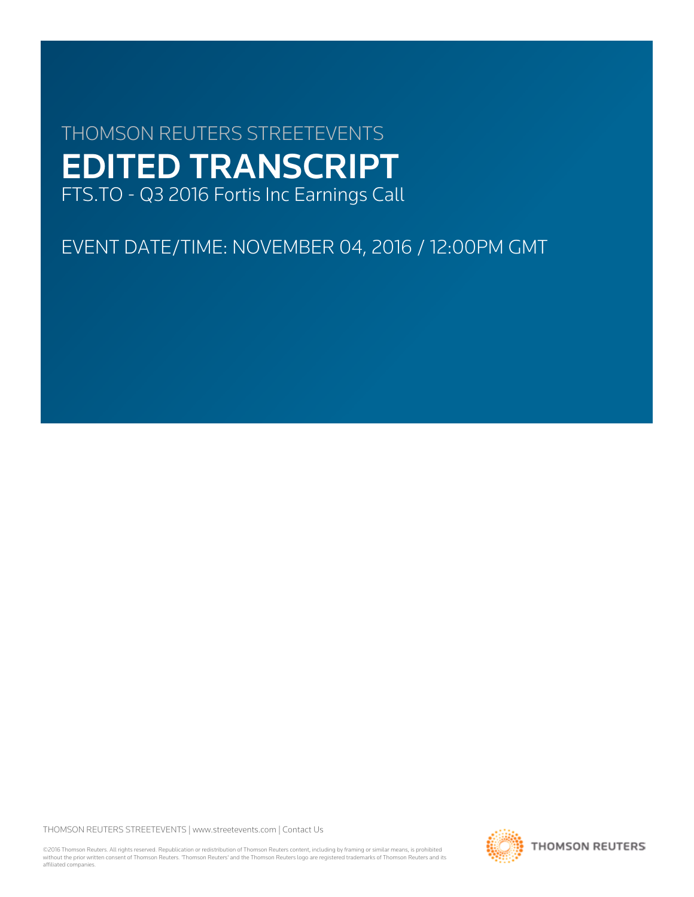THOMSON REUTERS STREETEVENTS

# EDITED TRANSCRIPT

FTS.TO - Q3 2016 Fortis Inc Earnings Call

EVENT DATE/TIME: NOVEMBER 04, 2016 / 12:00PM GMT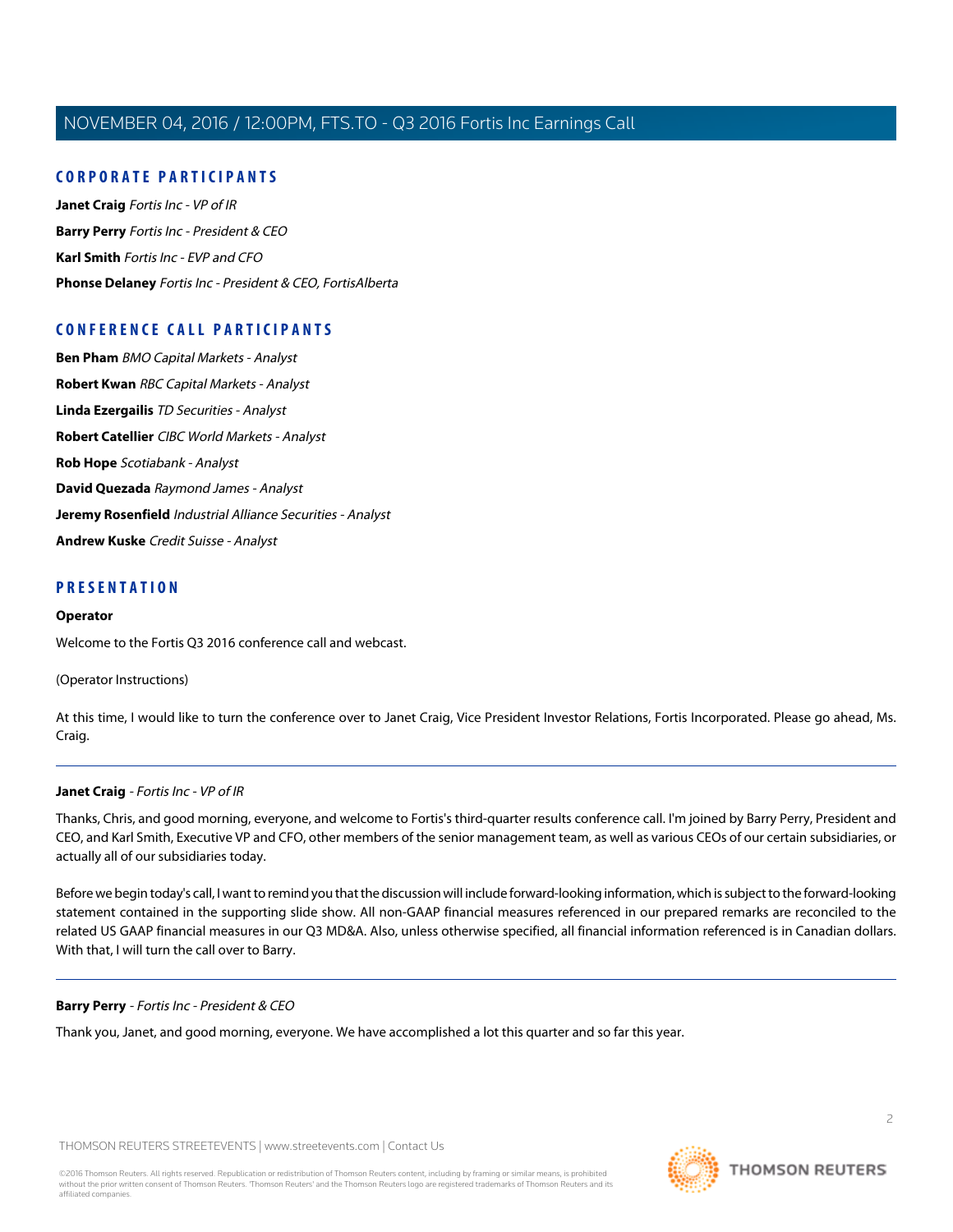## CORPORATE PARTICIPANTS

**Janet Craig** *Fortis Inc - VP of IR*

**Barry Perry** *Fortis Inc - President & CEO*

**Karl Smith** *Fortis Inc - EVP and CFO*

**Phonse Delaney** *Fortis Inc - President & CEO, FortisAlberta*

## CONFERENCE CALL PARTICIPANTS

**Ben Pham** *BMO Capital Markets - Analyst*

**Robert Kwan** *RBC Capital Markets - Analyst*

**Linda Ezergailis** *TD Securities - Analyst*

**Robert Catellier** *CIBC World Markets - Analyst*

**Rob Hope** *Scotiabank - Analyst*

**David Quezada** *Raymond James - Analyst*

**Jeremy Rosenfield** *Industrial Alliance Securities - Analyst*

**Andrew Kuske** *Credit Suisse - Analyst*

## PRESENTATION

**Operator**

Welcome to the Fortis Q3 2016 conference call and webcast.

(Operator Instructions)

At this time, I would like to turn the conference over to Janet Craig, Vice President Investor Relations, Fortis Incorporated. Please go ahead, Ms. Craig.

---

**Janet Craig** - *Fortis Inc - VP of IR*

Thanks, Chris, and good morning, everyone, and welcome to Fortis's third-quarter results conference call. I'm joined by Barry Perry, President and CEO, and Karl Smith, Executive VP and CFO, other members of the senior management team, as well as various CEOs of our certain subsidiaries, or actually all of our subsidiaries today.

Before we begin today's call, I want to remind you that the discussion will include forward-looking information, which is subject to the forward-looking statement contained in the supporting slide show. All non-GAAP financial measures referenced in our prepared remarks are reconciled to the related US GAAP financial measures in our Q3 MD&A. Also, unless otherwise specified, all financial information referenced is in Canadian dollars. With that, I will turn the call over to Barry.

---

**Barry Perry** - *Fortis Inc - President & CEO*

Thank you, Janet, and good morning, everyone. We have accomplished a lot this quarter and so far this year.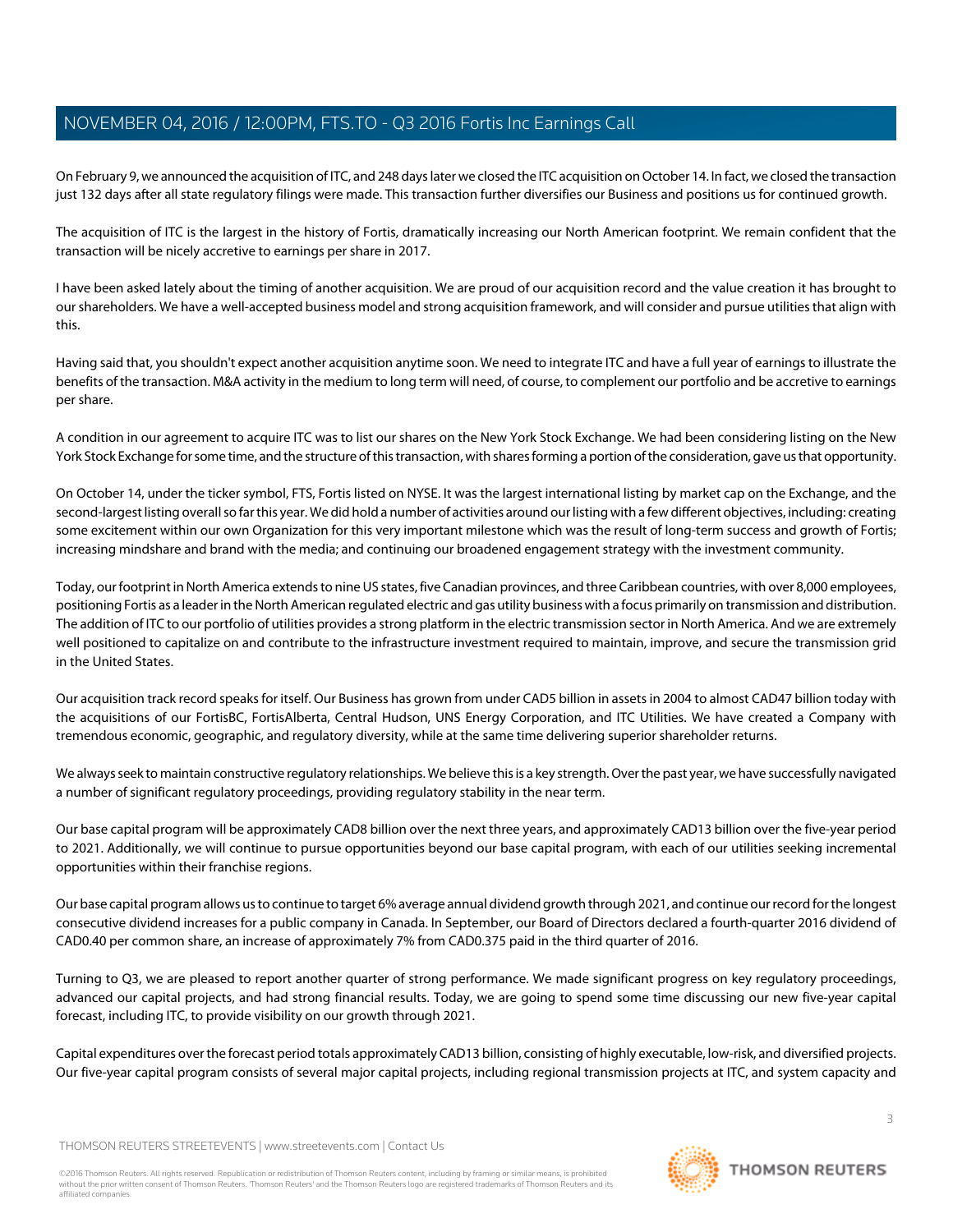On February 9, we announced the acquisition of ITC, and 248 days later we closed the ITC acquisition on October 14. In fact, we closed the transaction just 132 days after all state regulatory filings were made. This transaction further diversifies our Business and positions us for continued growth.

The acquisition of ITC is the largest in the history of Fortis, dramatically increasing our North American footprint. We remain confident that the transaction will be nicely accretive to earnings per share in 2017.

I have been asked lately about the timing of another acquisition. We are proud of our acquisition record and the value creation it has brought to our shareholders. We have a well-accepted business model and strong acquisition framework, and will consider and pursue utilities that align with this.

Having said that, you shouldn't expect another acquisition anytime soon. We need to integrate ITC and have a full year of earnings to illustrate the benefits of the transaction. M&A activity in the medium to long term will need, of course, to complement our portfolio and be accretive to earnings per share.

A condition in our agreement to acquire ITC was to list our shares on the New York Stock Exchange. We had been considering listing on the New York Stock Exchange for some time, and the structure of this transaction, with shares forming a portion of the consideration, gave us that opportunity.

On October 14, under the ticker symbol, FTS, Fortis listed on NYSE. It was the largest international listing by market cap on the Exchange, and the second-largest listing overall so far this year. We did hold a number of activities around our listing with a few different objectives, including: creating some excitement within our own Organization for this very important milestone which was the result of long-term success and growth of Fortis; increasing mindshare and brand with the media; and continuing our broadened engagement strategy with the investment community.

Today, our footprint in North America extends to nine US states, five Canadian provinces, and three Caribbean countries, with over 8,000 employees, positioning Fortis as a leader in the North American regulated electric and gas utility business with a focus primarily on transmission and distribution. The addition of ITC to our portfolio of utilities provides a strong platform in the electric transmission sector in North America. And we are extremely well positioned to capitalize on and contribute to the infrastructure investment required to maintain, improve, and secure the transmission grid in the United States.

Our acquisition track record speaks for itself. Our Business has grown from under CAD5 billion in assets in 2004 to almost CAD47 billion today with the acquisitions of our FortisBC, FortisAlberta, Central Hudson, UNS Energy Corporation, and ITC Utilities. We have created a Company with tremendous economic, geographic, and regulatory diversity, while at the same time delivering superior shareholder returns.

We always seek to maintain constructive regulatory relationships. We believe this is a key strength. Over the past year, we have successfully navigated a number of significant regulatory proceedings, providing regulatory stability in the near term.

Our base capital program will be approximately CAD8 billion over the next three years, and approximately CAD13 billion over the five-year period to 2021. Additionally, we will continue to pursue opportunities beyond our base capital program, with each of our utilities seeking incremental opportunities within their franchise regions.

Our base capital program allows us to continue to target 6% average annual dividend growth through 2021, and continue our record for the longest consecutive dividend increases for a public company in Canada. In September, our Board of Directors declared a fourth-quarter 2016 dividend of CAD0.40 per common share, an increase of approximately 7% from CAD0.375 paid in the third quarter of 2016.

Turning to Q3, we are pleased to report another quarter of strong performance. We made significant progress on key regulatory proceedings, advanced our capital projects, and had strong financial results. Today, we are going to spend some time discussing our new five-year capital forecast, including ITC, to provide visibility on our growth through 2021.

Capital expenditures over the forecast period totals approximately CAD13 billion, consisting of highly executable, low-risk, and diversified projects. Our five-year capital program consists of several major capital projects, including regional transmission projects at ITC, and system capacity and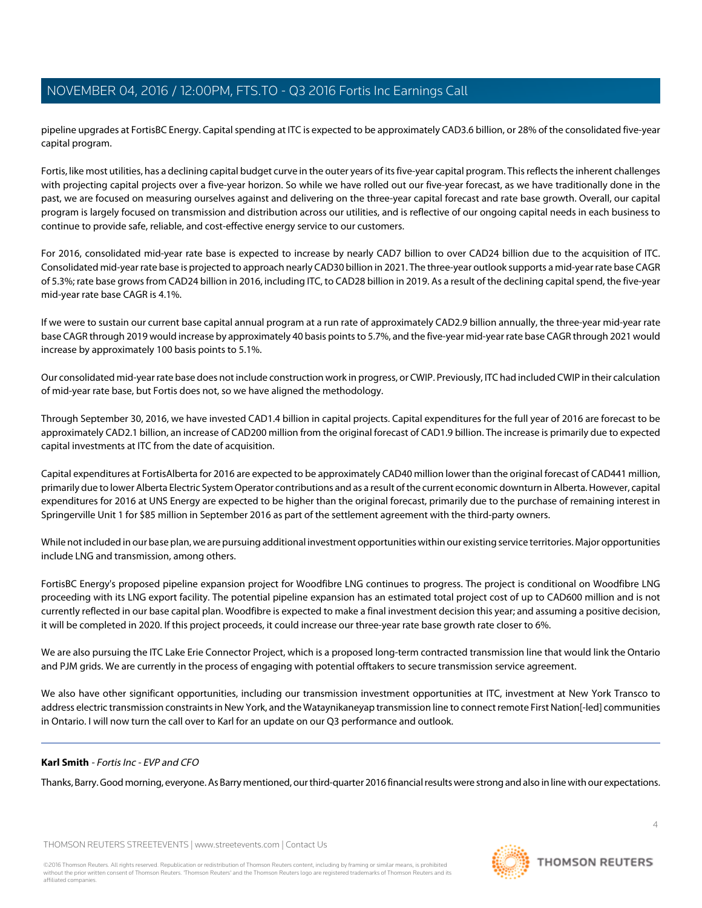pipeline upgrades at FortisBC Energy. Capital spending at ITC is expected to be approximately CAD3.6 billion, or 28% of the consolidated five-year capital program.

Fortis, like most utilities, has a declining capital budget curve in the outer years of its five-year capital program. This reflects the inherent challenges with projecting capital projects over a five-year horizon. So while we have rolled out our five-year forecast, as we have traditionally done in the past, we are focused on measuring ourselves against and delivering on the three-year capital forecast and rate base growth. Overall, our capital program is largely focused on transmission and distribution across our utilities, and is reflective of our ongoing capital needs in each business to continue to provide safe, reliable, and cost-effective energy service to our customers.

For 2016, consolidated mid-year rate base is expected to increase by nearly CAD7 billion to over CAD24 billion due to the acquisition of ITC. Consolidated mid-year rate base is projected to approach nearly CAD30 billion in 2021. The three-year outlook supports a mid-year rate base CAGR of 5.3%; rate base grows from CAD24 billion in 2016, including ITC, to CAD28 billion in 2019. As a result of the declining capital spend, the five-year mid-year rate base CAGR is 4.1%.

If we were to sustain our current base capital annual program at a run rate of approximately CAD2.9 billion annually, the three-year mid-year rate base CAGR through 2019 would increase by approximately 40 basis points to 5.7%, and the five-year mid-year rate base CAGR through 2021 would increase by approximately 100 basis points to 5.1%.

Our consolidated mid-year rate base does not include construction work in progress, or CWIP. Previously, ITC had included CWIP in their calculation of mid-year rate base, but Fortis does not, so we have aligned the methodology.

Through September 30, 2016, we have invested CAD1.4 billion in capital projects. Capital expenditures for the full year of 2016 are forecast to be approximately CAD2.1 billion, an increase of CAD200 million from the original forecast of CAD1.9 billion. The increase is primarily due to expected capital investments at ITC from the date of acquisition.

Capital expenditures at FortisAlberta for 2016 are expected to be approximately CAD40 million lower than the original forecast of CAD441 million, primarily due to lower Alberta Electric System Operator contributions and as a result of the current economic downturn in Alberta. However, capital expenditures for 2016 at UNS Energy are expected to be higher than the original forecast, primarily due to the purchase of remaining interest in Springerville Unit 1 for $85 million in September 2016 as part of the settlement agreement with the third-party owners.

While not included in our base plan, we are pursuing additional investment opportunities within our existing service territories. Major opportunities include LNG and transmission, among others.

FortisBC Energy's proposed pipeline expansion project for Woodfibre LNG continues to progress. The project is conditional on Woodfibre LNG proceeding with its LNG export facility. The potential pipeline expansion has an estimated total project cost of up to CAD600 million and is not currently reflected in our base capital plan. Woodfibre is expected to make a final investment decision this year; and assuming a positive decision, it will be completed in 2020. If this project proceeds, it could increase our three-year rate base growth rate closer to 6%.

We are also pursuing the ITC Lake Erie Connector Project, which is a proposed long-term contracted transmission line that would link the Ontario and PJM grids. We are currently in the process of engaging with potential offtakers to secure transmission service agreement.

We also have other significant opportunities, including our transmission investment opportunities at ITC, investment at New York Transco to address electric transmission constraints in New York, and the Wataynikaneyap transmission line to connect remote First Nation[-led] communities in Ontario. I will now turn the call over to Karl for an update on our Q3 performance and outlook.

---

**Karl Smith** - *Fortis Inc - EVP and CFO*

Thanks, Barry. Good morning, everyone. As Barry mentioned, our third-quarter 2016 financial results were strong and also in line with our expectations.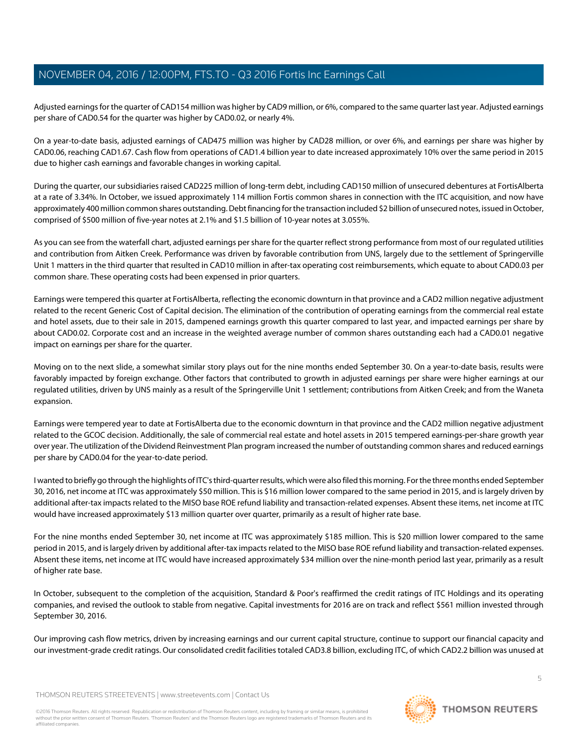Adjusted earnings for the quarter of CAD154 million was higher by CAD9 million, or 6%, compared to the same quarter last year. Adjusted earnings per share of CAD0.54 for the quarter was higher by CAD0.02, or nearly 4%.

On a year-to-date basis, adjusted earnings of CAD475 million was higher by CAD28 million, or over 6%, and earnings per share was higher by CAD0.06, reaching CAD1.67. Cash flow from operations of CAD1.4 billion year to date increased approximately 10% over the same period in 2015 due to higher cash earnings and favorable changes in working capital.

During the quarter, our subsidiaries raised CAD225 million of long-term debt, including CAD150 million of unsecured debentures at FortisAlberta at a rate of 3.34%. In October, we issued approximately 114 million Fortis common shares in connection with the ITC acquisition, and now have approximately 400 million common shares outstanding. Debt financing for the transaction included $2 billion of unsecured notes, issued in October, comprised of $500 million of five-year notes at 2.1% and $1.5 billion of 10-year notes at 3.055%.

As you can see from the waterfall chart, adjusted earnings per share for the quarter reflect strong performance from most of our regulated utilities and contribution from Aitken Creek. Performance was driven by favorable contribution from UNS, largely due to the settlement of Springerville Unit 1 matters in the third quarter that resulted in CAD10 million in after-tax operating cost reimbursements, which equate to about CAD0.03 per common share. These operating costs had been expensed in prior quarters.

Earnings were tempered this quarter at FortisAlberta, reflecting the economic downturn in that province and a CAD2 million negative adjustment related to the recent Generic Cost of Capital decision. The elimination of the contribution of operating earnings from the commercial real estate and hotel assets, due to their sale in 2015, dampened earnings growth this quarter compared to last year, and impacted earnings per share by about CAD0.02. Corporate cost and an increase in the weighted average number of common shares outstanding each had a CAD0.01 negative impact on earnings per share for the quarter.

Moving on to the next slide, a somewhat similar story plays out for the nine months ended September 30. On a year-to-date basis, results were favorably impacted by foreign exchange. Other factors that contributed to growth in adjusted earnings per share were higher earnings at our regulated utilities, driven by UNS mainly as a result of the Springerville Unit 1 settlement; contributions from Aitken Creek; and from the Waneta expansion.

Earnings were tempered year to date at FortisAlberta due to the economic downturn in that province and the CAD2 million negative adjustment related to the GCOC decision. Additionally, the sale of commercial real estate and hotel assets in 2015 tempered earnings-per-share growth year over year. The utilization of the Dividend Reinvestment Plan program increased the number of outstanding common shares and reduced earnings per share by CAD0.04 for the year-to-date period.

I wanted to briefly go through the highlights of ITC's third-quarter results, which were also filed this morning. For the three months ended September 30, 2016, net income at ITC was approximately $50 million. This is $16 million lower compared to the same period in 2015, and is largely driven by additional after-tax impacts related to the MISO base ROE refund liability and transaction-related expenses. Absent these items, net income at ITC would have increased approximately $13 million quarter over quarter, primarily as a result of higher rate base.

For the nine months ended September 30, net income at ITC was approximately $185 million. This is $20 million lower compared to the same period in 2015, and is largely driven by additional after-tax impacts related to the MISO base ROE refund liability and transaction-related expenses. Absent these items, net income at ITC would have increased approximately $34 million over the nine-month period last year, primarily as a result of higher rate base.

In October, subsequent to the completion of the acquisition, Standard & Poor's reaffirmed the credit ratings of ITC Holdings and its operating companies, and revised the outlook to stable from negative. Capital investments for 2016 are on track and reflect $561 million invested through September 30, 2016.

Our improving cash flow metrics, driven by increasing earnings and our current capital structure, continue to support our financial capacity and our investment-grade credit ratings. Our consolidated credit facilities totaled CAD3.8 billion, excluding ITC, of which CAD2.2 billion was unused at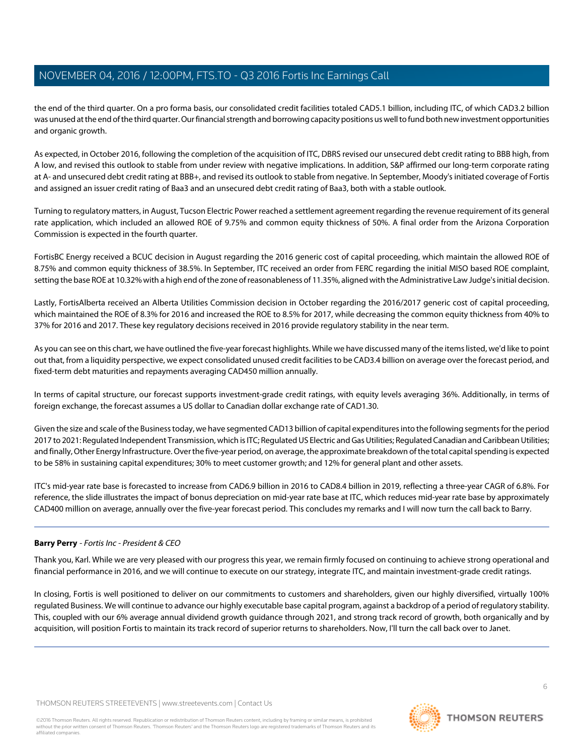the end of the third quarter. On a pro forma basis, our consolidated credit facilities totaled CAD5.1 billion, including ITC, of which CAD3.2 billion was unused at the end of the third quarter. Our financial strength and borrowing capacity positions us well to fund both new investment opportunities and organic growth.

As expected, in October 2016, following the completion of the acquisition of ITC, DBRS revised our unsecured debt credit rating to BBB high, from A low, and revised this outlook to stable from under review with negative implications. In addition, S&P affirmed our long-term corporate rating at A- and unsecured debt credit rating at BBB+, and revised its outlook to stable from negative. In September, Moody's initiated coverage of Fortis and assigned an issuer credit rating of Baa3 and an unsecured debt credit rating of Baa3, both with a stable outlook.

Turning to regulatory matters, in August, Tucson Electric Power reached a settlement agreement regarding the revenue requirement of its general rate application, which included an allowed ROE of 9.75% and common equity thickness of 50%. A final order from the Arizona Corporation Commission is expected in the fourth quarter.

FortisBC Energy received a BCUC decision in August regarding the 2016 generic cost of capital proceeding, which maintain the allowed ROE of 8.75% and common equity thickness of 38.5%. In September, ITC received an order from FERC regarding the initial MISO based ROE complaint, setting the base ROE at 10.32% with a high end of the zone of reasonableness of 11.35%, aligned with the Administrative Law Judge's initial decision.

Lastly, FortisAlberta received an Alberta Utilities Commission decision in October regarding the 2016/2017 generic cost of capital proceeding, which maintained the ROE of 8.3% for 2016 and increased the ROE to 8.5% for 2017, while decreasing the common equity thickness from 40% to 37% for 2016 and 2017. These key regulatory decisions received in 2016 provide regulatory stability in the near term.

As you can see on this chart, we have outlined the five-year forecast highlights. While we have discussed many of the items listed, we'd like to point out that, from a liquidity perspective, we expect consolidated unused credit facilities to be CAD3.4 billion on average over the forecast period, and fixed-term debt maturities and repayments averaging CAD450 million annually.

In terms of capital structure, our forecast supports investment-grade credit ratings, with equity levels averaging 36%. Additionally, in terms of foreign exchange, the forecast assumes a US dollar to Canadian dollar exchange rate of CAD1.30.

Given the size and scale of the Business today, we have segmented CAD13 billion of capital expenditures into the following segments for the period 2017 to 2021: Regulated Independent Transmission, which is ITC; Regulated US Electric and Gas Utilities; Regulated Canadian and Caribbean Utilities; and finally, Other Energy Infrastructure. Over the five-year period, on average, the approximate breakdown of the total capital spending is expected to be 58% in sustaining capital expenditures; 30% to meet customer growth; and 12% for general plant and other assets.

ITC's mid-year rate base is forecasted to increase from CAD6.9 billion in 2016 to CAD8.4 billion in 2019, reflecting a three-year CAGR of 6.8%. For reference, the slide illustrates the impact of bonus depreciation on mid-year rate base at ITC, which reduces mid-year rate base by approximately CAD400 million on average, annually over the five-year forecast period. This concludes my remarks and I will now turn the call back to Barry.

---

**Barry Perry** - *Fortis Inc - President & CEO*

Thank you, Karl. While we are very pleased with our progress this year, we remain firmly focused on continuing to achieve strong operational and financial performance in 2016, and we will continue to execute on our strategy, integrate ITC, and maintain investment-grade credit ratings.

In closing, Fortis is well positioned to deliver on our commitments to customers and shareholders, given our highly diversified, virtually 100% regulated Business. We will continue to advance our highly executable base capital program, against a backdrop of a period of regulatory stability. This, coupled with our 6% average annual dividend growth guidance through 2021, and strong track record of growth, both organically and by acquisition, will position Fortis to maintain its track record of superior returns to shareholders. Now, I'll turn the call back over to Janet.

---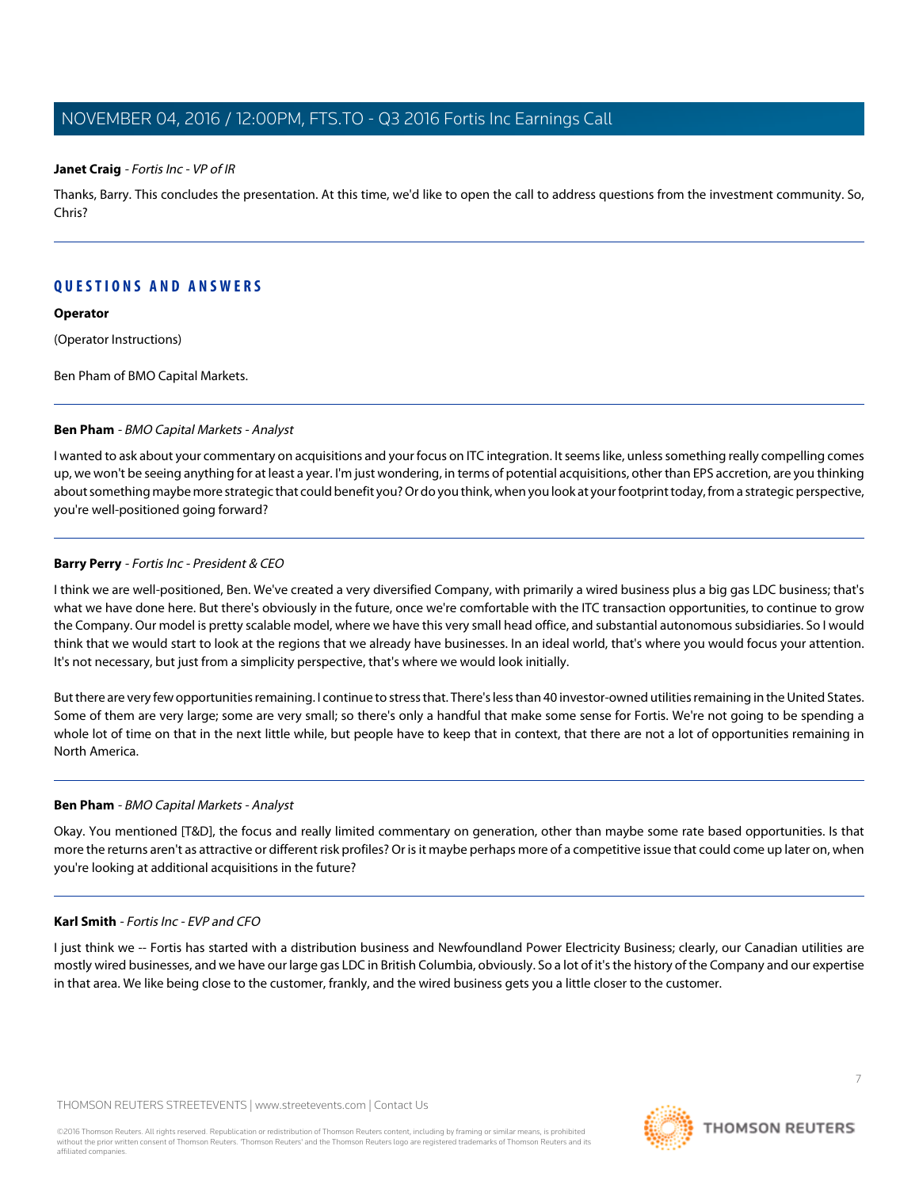**Janet Craig** - *Fortis Inc - VP of IR*

Thanks, Barry. This concludes the presentation. At this time, we'd like to open the call to address questions from the investment community. So, Chris?

---

## QUESTIONS AND ANSWERS

**Operator**

(Operator Instructions)

Ben Pham of BMO Capital Markets.

---

**Ben Pham** - *BMO Capital Markets - Analyst*

I wanted to ask about your commentary on acquisitions and your focus on ITC integration. It seems like, unless something really compelling comes up, we won't be seeing anything for at least a year. I'm just wondering, in terms of potential acquisitions, other than EPS accretion, are you thinking about something maybe more strategic that could benefit you? Or do you think, when you look at your footprint today, from a strategic perspective, you're well-positioned going forward?

---

**Barry Perry** - *Fortis Inc - President & CEO*

I think we are well-positioned, Ben. We've created a very diversified Company, with primarily a wired business plus a big gas LDC business; that's what we have done here. But there's obviously in the future, once we're comfortable with the ITC transaction opportunities, to continue to grow the Company. Our model is pretty scalable model, where we have this very small head office, and substantial autonomous subsidiaries. So I would think that we would start to look at the regions that we already have businesses. In an ideal world, that's where you would focus your attention. It's not necessary, but just from a simplicity perspective, that's where we would look initially.

But there are very few opportunities remaining. I continue to stress that. There's less than 40 investor-owned utilities remaining in the United States. Some of them are very large; some are very small; so there's only a handful that make some sense for Fortis. We're not going to be spending a whole lot of time on that in the next little while, but people have to keep that in context, that there are not a lot of opportunities remaining in North America.

---

**Ben Pham** - *BMO Capital Markets - Analyst*

Okay. You mentioned [T&D], the focus and really limited commentary on generation, other than maybe some rate based opportunities. Is that more the returns aren't as attractive or different risk profiles? Or is it maybe perhaps more of a competitive issue that could come up later on, when you're looking at additional acquisitions in the future?

---

**Karl Smith** - *Fortis Inc - EVP and CFO*

I just think we -- Fortis has started with a distribution business and Newfoundland Power Electricity Business; clearly, our Canadian utilities are mostly wired businesses, and we have our large gas LDC in British Columbia, obviously. So a lot of it's the history of the Company and our expertise in that area. We like being close to the customer, frankly, and the wired business gets you a little closer to the customer.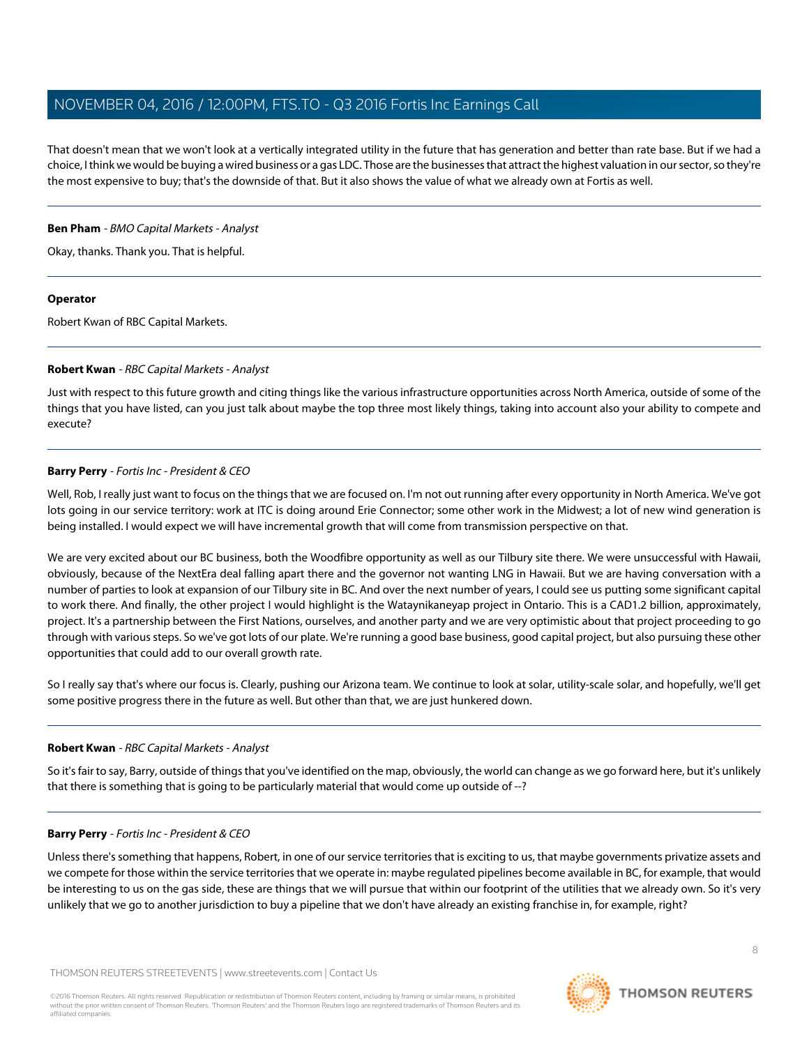That doesn't mean that we won't look at a vertically integrated utility in the future that has generation and better than rate base. But if we had a choice, I think we would be buying a wired business or a gas LDC. Those are the businesses that attract the highest valuation in our sector, so they're the most expensive to buy; that's the downside of that. But it also shows the value of what we already own at Fortis as well.

---

**Ben Pham** - *BMO Capital Markets - Analyst*

Okay, thanks. Thank you. That is helpful.

---

**Operator**

Robert Kwan of RBC Capital Markets.

---

**Robert Kwan** - *RBC Capital Markets - Analyst*

Just with respect to this future growth and citing things like the various infrastructure opportunities across North America, outside of some of the things that you have listed, can you just talk about maybe the top three most likely things, taking into account also your ability to compete and execute?

---

**Barry Perry** - *Fortis Inc - President & CEO*

Well, Rob, I really just want to focus on the things that we are focused on. I'm not out running after every opportunity in North America. We've got lots going in our service territory: work at ITC is doing around Erie Connector; some other work in the Midwest; a lot of new wind generation is being installed. I would expect we will have incremental growth that will come from transmission perspective on that.

We are very excited about our BC business, both the Woodfibre opportunity as well as our Tilbury site there. We were unsuccessful with Hawaii, obviously, because of the NextEra deal falling apart there and the governor not wanting LNG in Hawaii. But we are having conversation with a number of parties to look at expansion of our Tilbury site in BC. And over the next number of years, I could see us putting some significant capital to work there. And finally, the other project I would highlight is the Wataynikaneyap project in Ontario. This is a CAD1.2 billion, approximately, project. It's a partnership between the First Nations, ourselves, and another party and we are very optimistic about that project proceeding to go through with various steps. So we've got lots of our plate. We're running a good base business, good capital project, but also pursuing these other opportunities that could add to our overall growth rate.

So I really say that's where our focus is. Clearly, pushing our Arizona team. We continue to look at solar, utility-scale solar, and hopefully, we'll get some positive progress there in the future as well. But other than that, we are just hunkered down.

---

**Robert Kwan** - *RBC Capital Markets - Analyst*

So it's fair to say, Barry, outside of things that you've identified on the map, obviously, the world can change as we go forward here, but it's unlikely that there is something that is going to be particularly material that would come up outside of --?

---

**Barry Perry** - *Fortis Inc - President & CEO*

Unless there's something that happens, Robert, in one of our service territories that is exciting to us, that maybe governments privatize assets and we compete for those within the service territories that we operate in: maybe regulated pipelines become available in BC, for example, that would be interesting to us on the gas side, these are things that we will pursue that within our footprint of the utilities that we already own. So it's very unlikely that we go to another jurisdiction to buy a pipeline that we don't have already an existing franchise in, for example, right?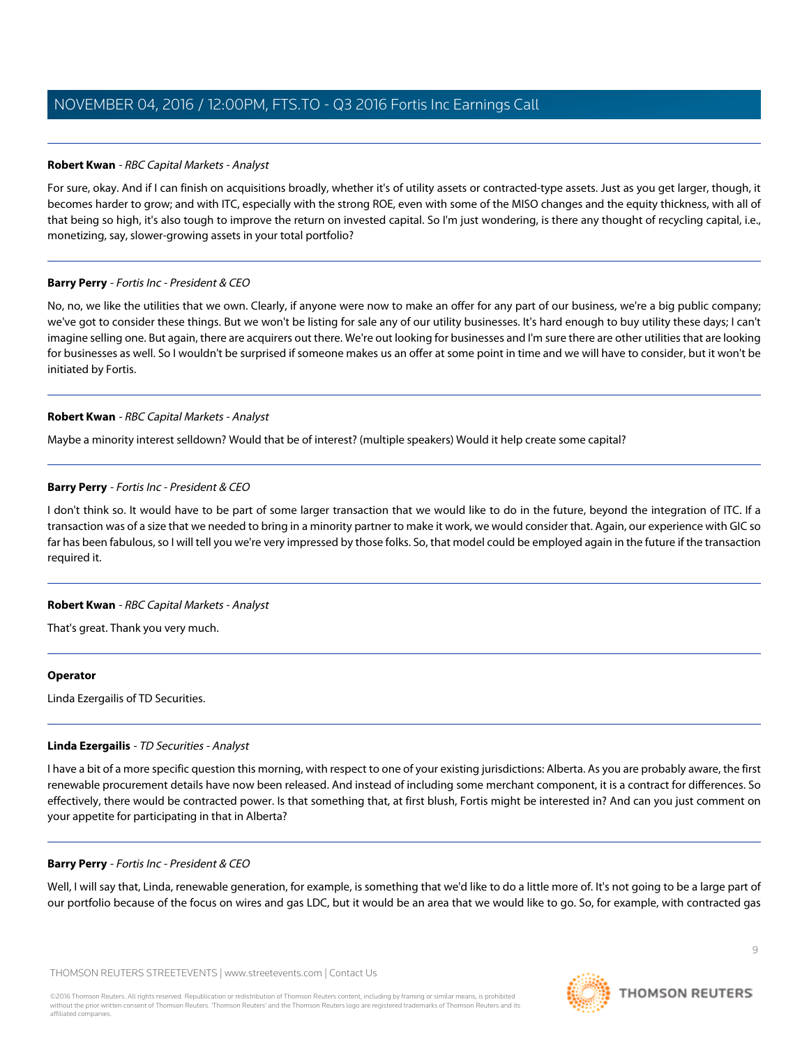**Robert Kwan** - *RBC Capital Markets - Analyst*

For sure, okay. And if I can finish on acquisitions broadly, whether it's of utility assets or contracted-type assets. Just as you get larger, though, it becomes harder to grow; and with ITC, especially with the strong ROE, even with some of the MISO changes and the equity thickness, with all of that being so high, it's also tough to improve the return on invested capital. So I'm just wondering, is there any thought of recycling capital, i.e., monetizing, say, slower-growing assets in your total portfolio?

---

**Barry Perry** - *Fortis Inc - President & CEO*

No, no, we like the utilities that we own. Clearly, if anyone were now to make an offer for any part of our business, we're a big public company; we've got to consider these things. But we won't be listing for sale any of our utility businesses. It's hard enough to buy utility these days; I can't imagine selling one. But again, there are acquirers out there. We're out looking for businesses and I'm sure there are other utilities that are looking for businesses as well. So I wouldn't be surprised if someone makes us an offer at some point in time and we will have to consider, but it won't be initiated by Fortis.

---

**Robert Kwan** - *RBC Capital Markets - Analyst*

Maybe a minority interest selldown? Would that be of interest? (multiple speakers) Would it help create some capital?

---

**Barry Perry** - *Fortis Inc - President & CEO*

I don't think so. It would have to be part of some larger transaction that we would like to do in the future, beyond the integration of ITC. If a transaction was of a size that we needed to bring in a minority partner to make it work, we would consider that. Again, our experience with GIC so far has been fabulous, so I will tell you we're very impressed by those folks. So, that model could be employed again in the future if the transaction required it.

---

**Robert Kwan** - *RBC Capital Markets - Analyst*

That's great. Thank you very much.

---

**Operator**

Linda Ezergailis of TD Securities.

---

**Linda Ezergailis** - *TD Securities - Analyst*

I have a bit of a more specific question this morning, with respect to one of your existing jurisdictions: Alberta. As you are probably aware, the first renewable procurement details have now been released. And instead of including some merchant component, it is a contract for differences. So effectively, there would be contracted power. Is that something that, at first blush, Fortis might be interested in? And can you just comment on your appetite for participating in that in Alberta?

---

**Barry Perry** - *Fortis Inc - President & CEO*

Well, I will say that, Linda, renewable generation, for example, is something that we'd like to do a little more of. It's not going to be a large part of our portfolio because of the focus on wires and gas LDC, but it would be an area that we would like to go. So, for example, with contracted gas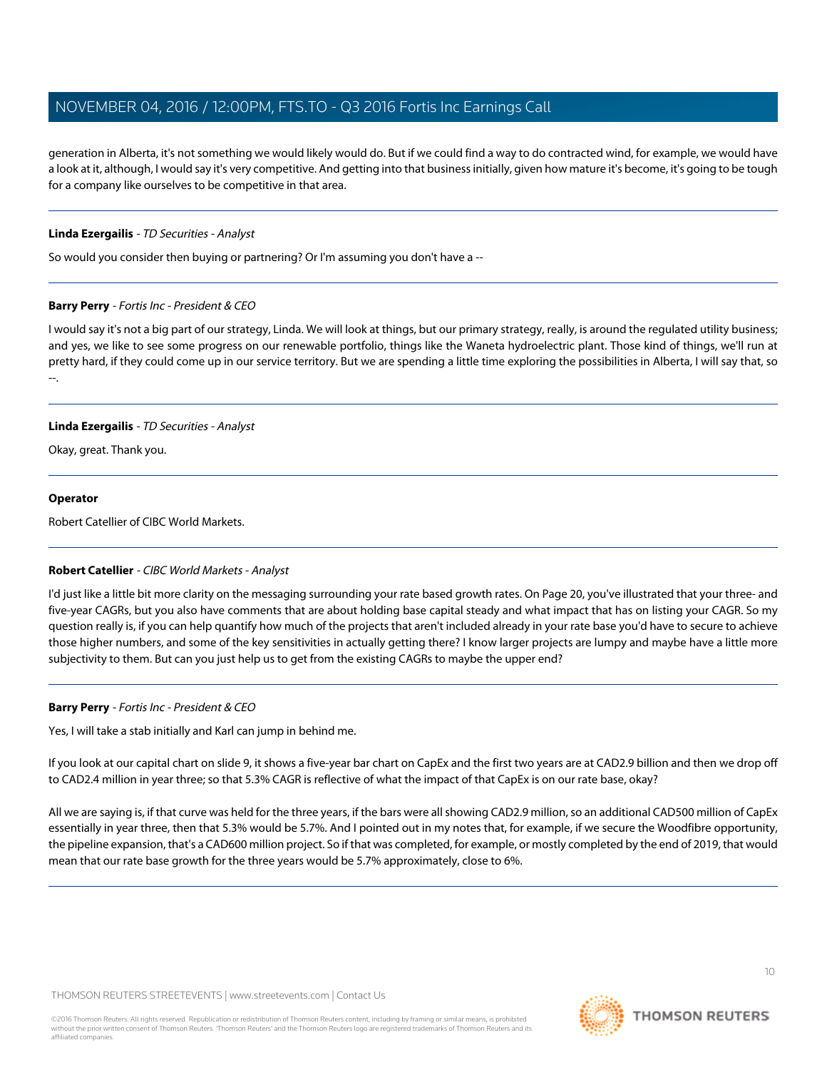generation in Alberta, it's not something we would likely would do. But if we could find a way to do contracted wind, for example, we would have a look at it, although, I would say it's very competitive. And getting into that business initially, given how mature it's become, it's going to be tough for a company like ourselves to be competitive in that area.

---

**Linda Ezergailis** - *TD Securities - Analyst*

So would you consider then buying or partnering? Or I'm assuming you don't have a --

---

**Barry Perry** - *Fortis Inc - President & CEO*

I would say it's not a big part of our strategy, Linda. We will look at things, but our primary strategy, really, is around the regulated utility business; and yes, we like to see some progress on our renewable portfolio, things like the Waneta hydroelectric plant. Those kind of things, we'll run at pretty hard, if they could come up in our service territory. But we are spending a little time exploring the possibilities in Alberta, I will say that, so --.

---

**Linda Ezergailis** - *TD Securities - Analyst*

Okay, great. Thank you.

---

**Operator**

Robert Catellier of CIBC World Markets.

---

**Robert Catellier** - *CIBC World Markets - Analyst*

I'd just like a little bit more clarity on the messaging surrounding your rate based growth rates. On Page 20, you've illustrated that your three- and five-year CAGRs, but you also have comments that are about holding base capital steady and what impact that has on listing your CAGR. So my question really is, if you can help quantify how much of the projects that aren't included already in your rate base you'd have to secure to achieve those higher numbers, and some of the key sensitivities in actually getting there? I know larger projects are lumpy and maybe have a little more subjectivity to them. But can you just help us to get from the existing CAGRs to maybe the upper end?

---

**Barry Perry** - *Fortis Inc - President & CEO*

Yes, I will take a stab initially and Karl can jump in behind me.

If you look at our capital chart on slide 9, it shows a five-year bar chart on CapEx and the first two years are at CAD2.9 billion and then we drop off to CAD2.4 million in year three; so that 5.3% CAGR is reflective of what the impact of that CapEx is on our rate base, okay?

All we are saying is, if that curve was held for the three years, if the bars were all showing CAD2.9 million, so an additional CAD500 million of CapEx essentially in year three, then that 5.3% would be 5.7%. And I pointed out in my notes that, for example, if we secure the Woodfibre opportunity, the pipeline expansion, that's a CAD600 million project. So if that was completed, for example, or mostly completed by the end of 2019, that would mean that our rate base growth for the three years would be 5.7% approximately, close to 6%.

---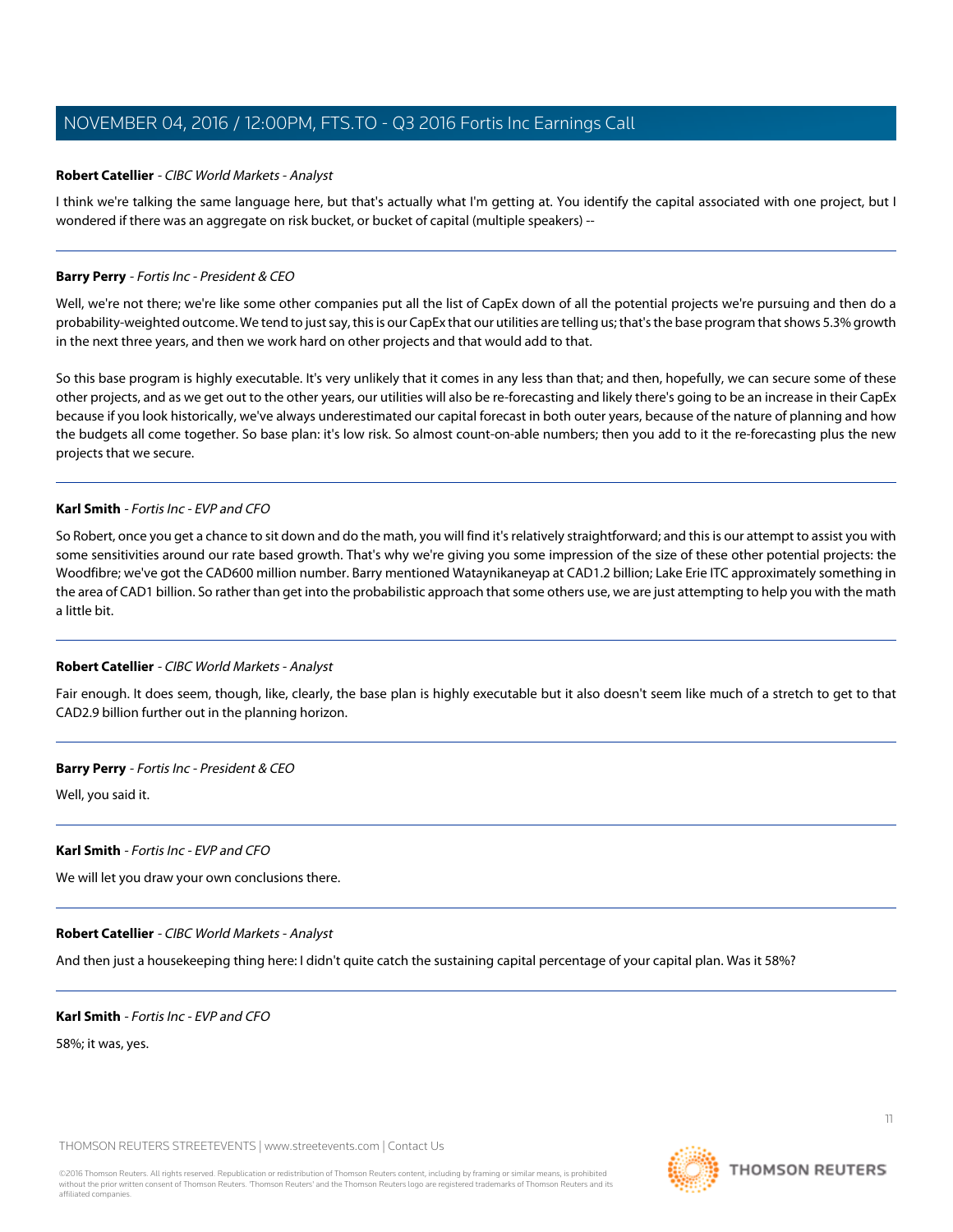**Robert Catellier** - *CIBC World Markets - Analyst*

I think we're talking the same language here, but that's actually what I'm getting at. You identify the capital associated with one project, but I wondered if there was an aggregate on risk bucket, or bucket of capital (multiple speakers) --

---

**Barry Perry** - *Fortis Inc - President & CEO*

Well, we're not there; we're like some other companies put all the list of CapEx down of all the potential projects we're pursuing and then do a probability-weighted outcome. We tend to just say, this is our CapEx that our utilities are telling us; that's the base program that shows 5.3% growth in the next three years, and then we work hard on other projects and that would add to that.

So this base program is highly executable. It's very unlikely that it comes in any less than that; and then, hopefully, we can secure some of these other projects, and as we get out to the other years, our utilities will also be re-forecasting and likely there's going to be an increase in their CapEx because if you look historically, we've always underestimated our capital forecast in both outer years, because of the nature of planning and how the budgets all come together. So base plan: it's low risk. So almost count-on-able numbers; then you add to it the re-forecasting plus the new projects that we secure.

---

**Karl Smith** - *Fortis Inc - EVP and CFO*

So Robert, once you get a chance to sit down and do the math, you will find it's relatively straightforward; and this is our attempt to assist you with some sensitivities around our rate based growth. That's why we're giving you some impression of the size of these other potential projects: the Woodfibre; we've got the CAD600 million number. Barry mentioned Wataynikaneyap at CAD1.2 billion; Lake Erie ITC approximately something in the area of CAD1 billion. So rather than get into the probabilistic approach that some others use, we are just attempting to help you with the math a little bit.

---

**Robert Catellier** - *CIBC World Markets - Analyst*

Fair enough. It does seem, though, like, clearly, the base plan is highly executable but it also doesn't seem like much of a stretch to get to that CAD2.9 billion further out in the planning horizon.

---

**Barry Perry** - *Fortis Inc - President & CEO*

Well, you said it.

---

**Karl Smith** - *Fortis Inc - EVP and CFO*

We will let you draw your own conclusions there.

---

**Robert Catellier** - *CIBC World Markets - Analyst*

And then just a housekeeping thing here: I didn't quite catch the sustaining capital percentage of your capital plan. Was it 58%?

---

**Karl Smith** - *Fortis Inc - EVP and CFO*

58%; it was, yes.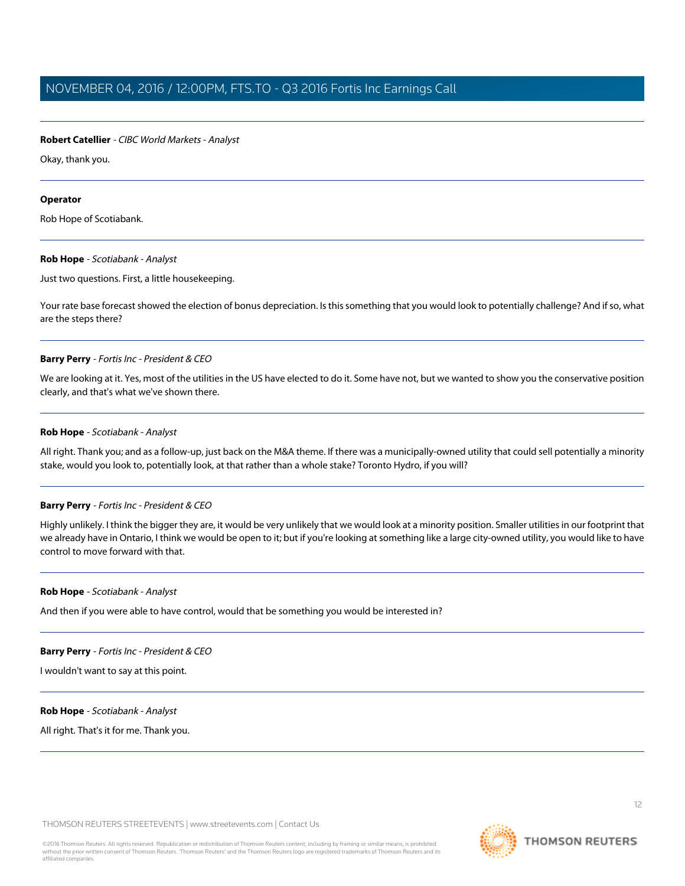**Robert Catellier** - *CIBC World Markets - Analyst*

Okay, thank you.

---

**Operator**

Rob Hope of Scotiabank.

---

**Rob Hope** - *Scotiabank - Analyst*

Just two questions. First, a little housekeeping.

Your rate base forecast showed the election of bonus depreciation. Is this something that you would look to potentially challenge? And if so, what are the steps there?

---

**Barry Perry** - *Fortis Inc - President & CEO*

We are looking at it. Yes, most of the utilities in the US have elected to do it. Some have not, but we wanted to show you the conservative position clearly, and that's what we've shown there.

---

**Rob Hope** - *Scotiabank - Analyst*

All right. Thank you; and as a follow-up, just back on the M&A theme. If there was a municipally-owned utility that could sell potentially a minority stake, would you look to, potentially look, at that rather than a whole stake? Toronto Hydro, if you will?

---

**Barry Perry** - *Fortis Inc - President & CEO*

Highly unlikely. I think the bigger they are, it would be very unlikely that we would look at a minority position. Smaller utilities in our footprint that we already have in Ontario, I think we would be open to it; but if you're looking at something like a large city-owned utility, you would like to have control to move forward with that.

---

**Rob Hope** - *Scotiabank - Analyst*

And then if you were able to have control, would that be something you would be interested in?

---

**Barry Perry** - *Fortis Inc - President & CEO*

I wouldn't want to say at this point.

---

**Rob Hope** - *Scotiabank - Analyst*

All right. That's it for me. Thank you.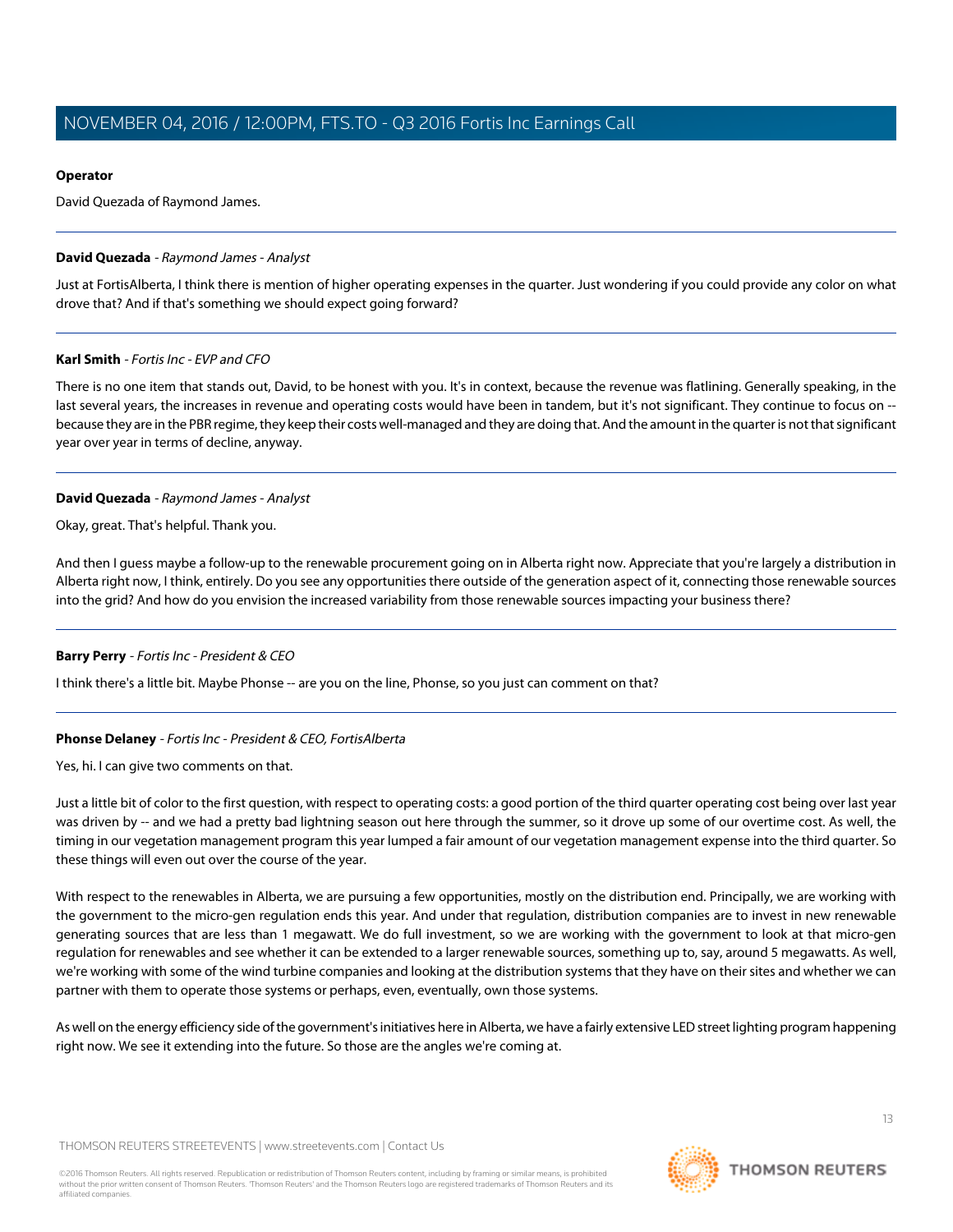**Operator**

David Quezada of Raymond James.

---

**David Quezada** - *Raymond James - Analyst*

Just at FortisAlberta, I think there is mention of higher operating expenses in the quarter. Just wondering if you could provide any color on what drove that? And if that's something we should expect going forward?

---

**Karl Smith** - *Fortis Inc - EVP and CFO*

There is no one item that stands out, David, to be honest with you. It's in context, because the revenue was flatlining. Generally speaking, in the last several years, the increases in revenue and operating costs would have been in tandem, but it's not significant. They continue to focus on -- because they are in the PBR regime, they keep their costs well-managed and they are doing that. And the amount in the quarter is not that significant year over year in terms of decline, anyway.

---

**David Quezada** - *Raymond James - Analyst*

Okay, great. That's helpful. Thank you.

And then I guess maybe a follow-up to the renewable procurement going on in Alberta right now. Appreciate that you're largely a distribution in Alberta right now, I think, entirely. Do you see any opportunities there outside of the generation aspect of it, connecting those renewable sources into the grid? And how do you envision the increased variability from those renewable sources impacting your business there?

---

**Barry Perry** - *Fortis Inc - President & CEO*

I think there's a little bit. Maybe Phonse -- are you on the line, Phonse, so you just can comment on that?

---

**Phonse Delaney** - *Fortis Inc - President & CEO, FortisAlberta*

Yes, hi. I can give two comments on that.

Just a little bit of color to the first question, with respect to operating costs: a good portion of the third quarter operating cost being over last year was driven by -- and we had a pretty bad lightning season out here through the summer, so it drove up some of our overtime cost. As well, the timing in our vegetation management program this year lumped a fair amount of our vegetation management expense into the third quarter. So these things will even out over the course of the year.

With respect to the renewables in Alberta, we are pursuing a few opportunities, mostly on the distribution end. Principally, we are working with the government to the micro-gen regulation ends this year. And under that regulation, distribution companies are to invest in new renewable generating sources that are less than 1 megawatt. We do full investment, so we are working with the government to look at that micro-gen regulation for renewables and see whether it can be extended to a larger renewable sources, something up to, say, around 5 megawatts. As well, we're working with some of the wind turbine companies and looking at the distribution systems that they have on their sites and whether we can partner with them to operate those systems or perhaps, even, eventually, own those systems.

As well on the energy efficiency side of the government's initiatives here in Alberta, we have a fairly extensive LED street lighting program happening right now. We see it extending into the future. So those are the angles we're coming at.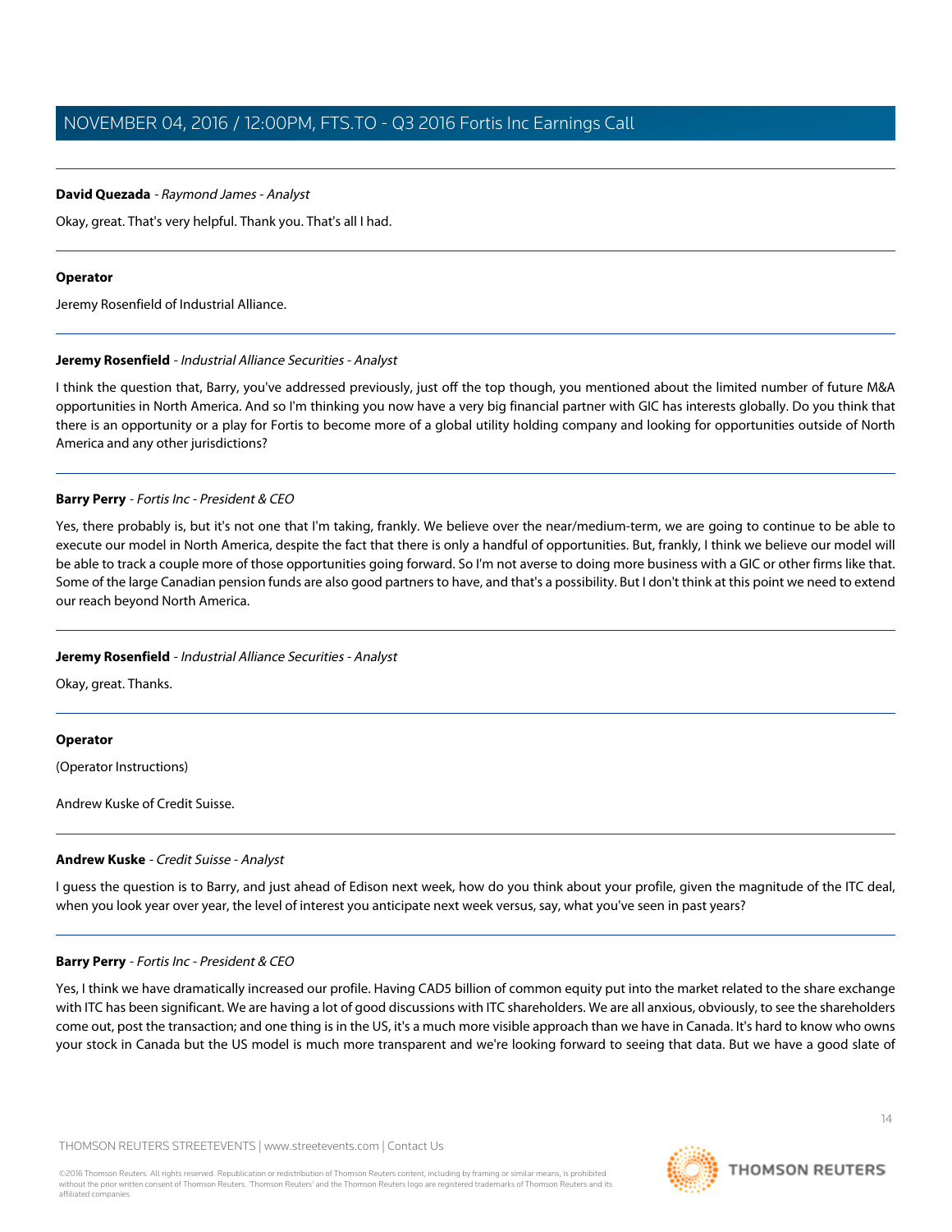**David Quezada** - *Raymond James - Analyst*

Okay, great. That's very helpful. Thank you. That's all I had.

---

**Operator**

Jeremy Rosenfield of Industrial Alliance.

---

**Jeremy Rosenfield** - *Industrial Alliance Securities - Analyst*

I think the question that, Barry, you've addressed previously, just off the top though, you mentioned about the limited number of future M&A opportunities in North America. And so I'm thinking you now have a very big financial partner with GIC has interests globally. Do you think that there is an opportunity or a play for Fortis to become more of a global utility holding company and looking for opportunities outside of North America and any other jurisdictions?

---

**Barry Perry** - *Fortis Inc - President & CEO*

Yes, there probably is, but it's not one that I'm taking, frankly. We believe over the near/medium-term, we are going to continue to be able to execute our model in North America, despite the fact that there is only a handful of opportunities. But, frankly, I think we believe our model will be able to track a couple more of those opportunities going forward. So I'm not averse to doing more business with a GIC or other firms like that. Some of the large Canadian pension funds are also good partners to have, and that's a possibility. But I don't think at this point we need to extend our reach beyond North America.

---

**Jeremy Rosenfield** - *Industrial Alliance Securities - Analyst*

Okay, great. Thanks.

---

**Operator**

(Operator Instructions)

Andrew Kuske of Credit Suisse.

---

**Andrew Kuske** - *Credit Suisse - Analyst*

I guess the question is to Barry, and just ahead of Edison next week, how do you think about your profile, given the magnitude of the ITC deal, when you look year over year, the level of interest you anticipate next week versus, say, what you've seen in past years?

---

**Barry Perry** - *Fortis Inc - President & CEO*

Yes, I think we have dramatically increased our profile. Having CAD5 billion of common equity put into the market related to the share exchange with ITC has been significant. We are having a lot of good discussions with ITC shareholders. We are all anxious, obviously, to see the shareholders come out, post the transaction; and one thing is in the US, it's a much more visible approach than we have in Canada. It's hard to know who owns your stock in Canada but the US model is much more transparent and we're looking forward to seeing that data. But we have a good slate of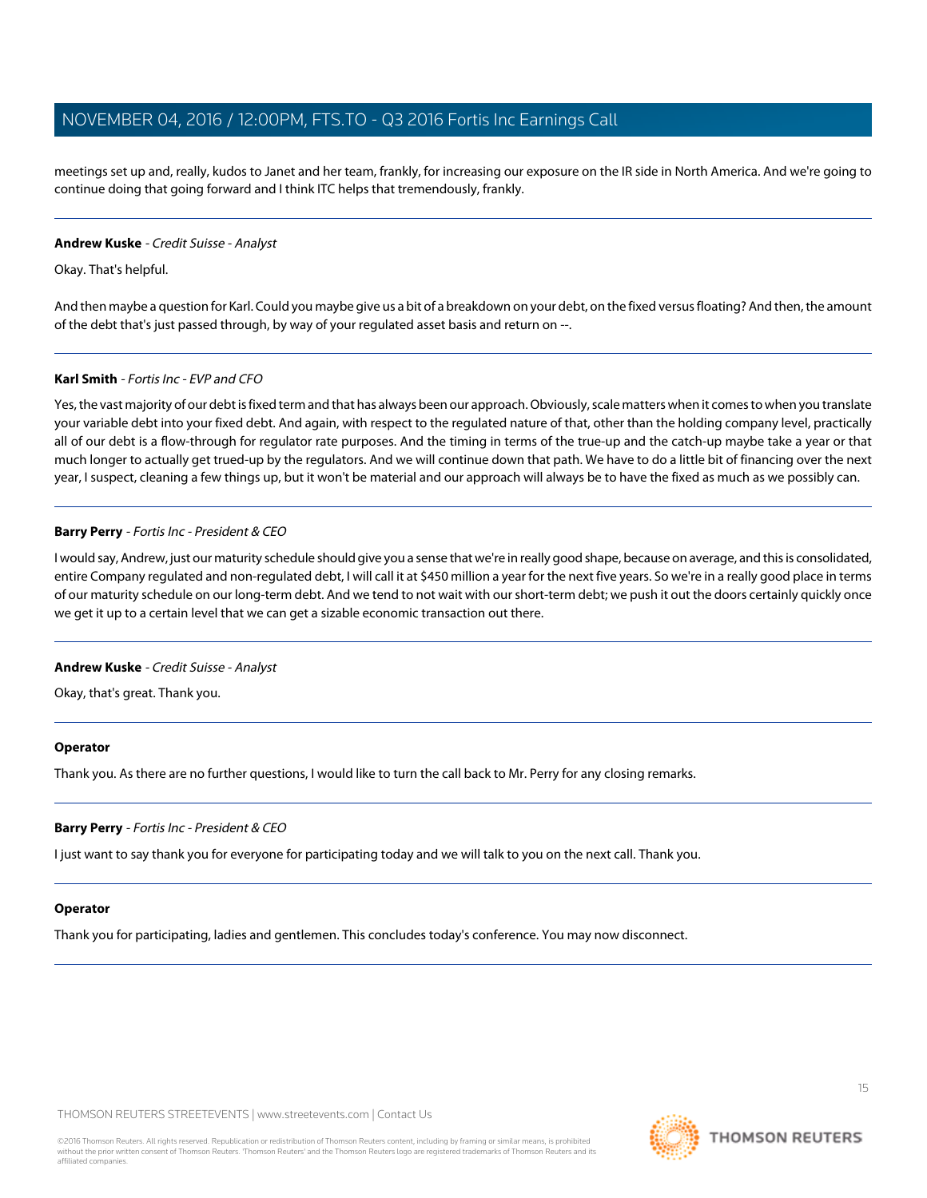meetings set up and, really, kudos to Janet and her team, frankly, for increasing our exposure on the IR side in North America. And we're going to continue doing that going forward and I think ITC helps that tremendously, frankly.

---

**Andrew Kuske** - *Credit Suisse - Analyst*

Okay. That's helpful.

And then maybe a question for Karl. Could you maybe give us a bit of a breakdown on your debt, on the fixed versus floating? And then, the amount of the debt that's just passed through, by way of your regulated asset basis and return on --.

---

**Karl Smith** - *Fortis Inc - EVP and CFO*

Yes, the vast majority of our debt is fixed term and that has always been our approach. Obviously, scale matters when it comes to when you translate your variable debt into your fixed debt. And again, with respect to the regulated nature of that, other than the holding company level, practically all of our debt is a flow-through for regulator rate purposes. And the timing in terms of the true-up and the catch-up maybe take a year or that much longer to actually get trued-up by the regulators. And we will continue down that path. We have to do a little bit of financing over the next year, I suspect, cleaning a few things up, but it won't be material and our approach will always be to have the fixed as much as we possibly can.

---

**Barry Perry** - *Fortis Inc - President & CEO*

I would say, Andrew, just our maturity schedule should give you a sense that we're in really good shape, because on average, and this is consolidated, entire Company regulated and non-regulated debt, I will call it at $450 million a year for the next five years. So we're in a really good place in terms of our maturity schedule on our long-term debt. And we tend to not wait with our short-term debt; we push it out the doors certainly quickly once we get it up to a certain level that we can get a sizable economic transaction out there.

---

**Andrew Kuske** - *Credit Suisse - Analyst*

Okay, that's great. Thank you.

---

**Operator**

Thank you. As there are no further questions, I would like to turn the call back to Mr. Perry for any closing remarks.

---

**Barry Perry** - *Fortis Inc - President & CEO*

I just want to say thank you for everyone for participating today and we will talk to you on the next call. Thank you.

---

**Operator**

Thank you for participating, ladies and gentlemen. This concludes today's conference. You may now disconnect.

---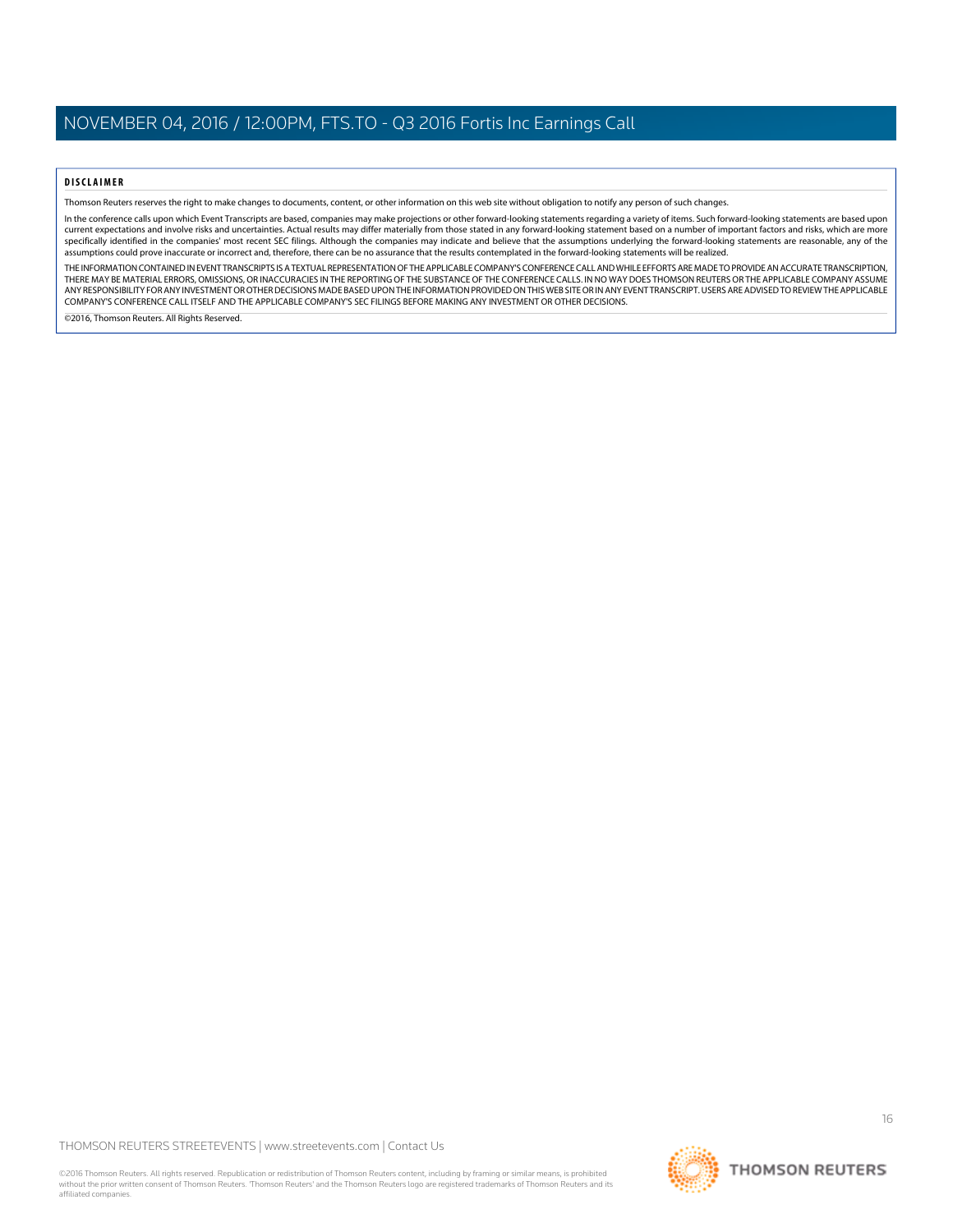## DISCLAIMER

Thomson Reuters reserves the right to make changes to documents, content, or other information on this web site without obligation to notify any person of such changes.

In the conference calls upon which Event Transcripts are based, companies may make projections or other forward-looking statements regarding a variety of items. Such forward-looking statements are based upon current expectations and involve risks and uncertainties. Actual results may differ materially from those stated in any forward-looking statement based on a number of important factors and risks, which are more specifically identified in the companies' most recent SEC filings. Although the companies may indicate and believe that the assumptions underlying the forward-looking statements are reasonable, any of the assumptions could prove inaccurate or incorrect and, therefore, there can be no assurance that the results contemplated in the forward-looking statements will be realized.

THE INFORMATION CONTAINED IN EVENT TRANSCRIPTS IS A TEXTUAL REPRESENTATION OF THE APPLICABLE COMPANY'S CONFERENCE CALL AND WHILE EFFORTS ARE MADE TO PROVIDE AN ACCURATE TRANSCRIPTION, THERE MAY BE MATERIAL ERRORS, OMISSIONS, OR INACCURACIES IN THE REPORTING OF THE SUBSTANCE OF THE CONFERENCE CALLS. IN NO WAY DOES THOMSON REUTERS OR THE APPLICABLE COMPANY ASSUME ANY RESPONSIBILITY FOR ANY INVESTMENT OR OTHER DECISIONS MADE BASED UPON THE INFORMATION PROVIDED ON THIS WEB SITE OR IN ANY EVENT TRANSCRIPT. USERS ARE ADVISED TO REVIEW THE APPLICABLE COMPANY'S CONFERENCE CALL ITSELF AND THE APPLICABLE COMPANY'S SEC FILINGS BEFORE MAKING ANY INVESTMENT OR OTHER DECISIONS.

©2016, Thomson Reuters. All Rights Reserved.